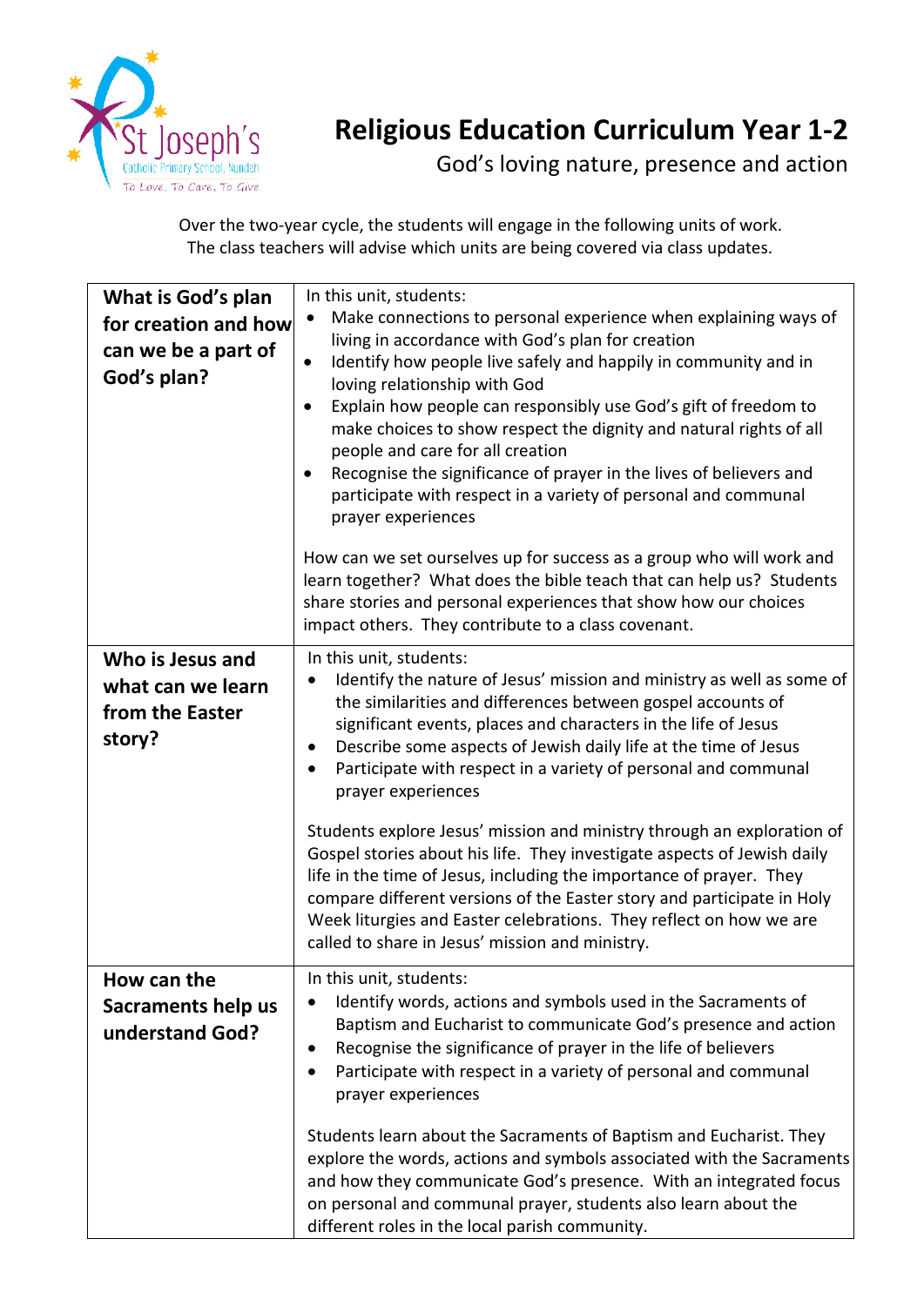St Joseph's Catholic Primary School, Nundah
To Love, To Care, To Give

# Religious Education Curriculum Year 1-2

## God's loving nature, presence and action

Over the two-year cycle, the students will engage in the following units of work.
The class teachers will advise which units are being covered via class updates.

| | |
|---|---|
| **What is God's plan for creation and how can we be a part of God's plan?** | In this unit, students:<br>• Make connections to personal experience when explaining ways of living in accordance with God's plan for creation<br>• Identify how people live safely and happily in community and in loving relationship with God<br>• Explain how people can responsibly use God's gift of freedom to make choices to show respect the dignity and natural rights of all people and care for all creation<br>• Recognise the significance of prayer in the lives of believers and participate with respect in a variety of personal and communal prayer experiences<br><br>How can we set ourselves up for success as a group who will work and learn together? What does the bible teach that can help us? Students share stories and personal experiences that show how our choices impact others. They contribute to a class covenant. |
| **Who is Jesus and what can we learn from the Easter story?** | In this unit, students:<br>• Identify the nature of Jesus' mission and ministry as well as some of the similarities and differences between gospel accounts of significant events, places and characters in the life of Jesus<br>• Describe some aspects of Jewish daily life at the time of Jesus<br>• Participate with respect in a variety of personal and communal prayer experiences<br><br>Students explore Jesus' mission and ministry through an exploration of Gospel stories about his life. They investigate aspects of Jewish daily life in the time of Jesus, including the importance of prayer. They compare different versions of the Easter story and participate in Holy Week liturgies and Easter celebrations. They reflect on how we are called to share in Jesus' mission and ministry. |
| **How can the Sacraments help us understand God?** | In this unit, students:<br>• Identify words, actions and symbols used in the Sacraments of Baptism and Eucharist to communicate God's presence and action<br>• Recognise the significance of prayer in the life of believers<br>• Participate with respect in a variety of personal and communal prayer experiences<br><br>Students learn about the Sacraments of Baptism and Eucharist. They explore the words, actions and symbols associated with the Sacraments and how they communicate God's presence. With an integrated focus on personal and communal prayer, students also learn about the different roles in the local parish community. |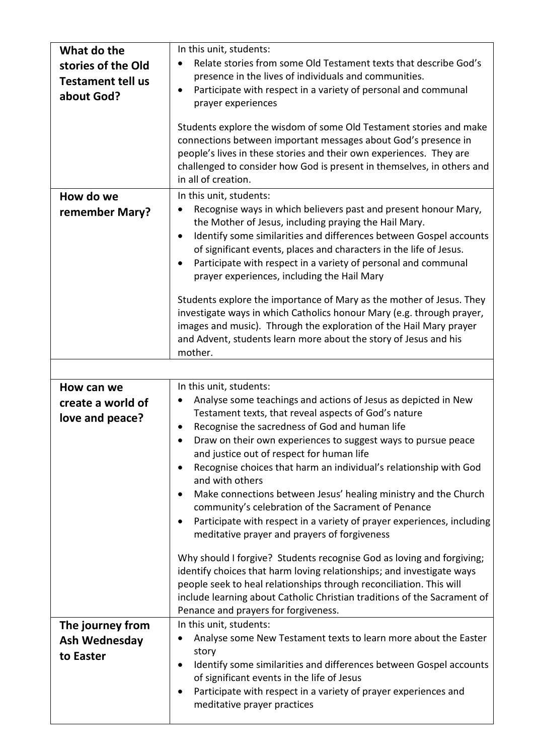| | |
|---|---|
| **What do the stories of the Old Testament tell us about God?** | In this unit, students:<br>• Relate stories from some Old Testament texts that describe God's presence in the lives of individuals and communities.<br>• Participate with respect in a variety of personal and communal prayer experiences<br><br>Students explore the wisdom of some Old Testament stories and make connections between important messages about God's presence in people's lives in these stories and their own experiences. They are challenged to consider how God is present in themselves, in others and in all of creation. |
| **How do we remember Mary?** | In this unit, students:<br>• Recognise ways in which believers past and present honour Mary, the Mother of Jesus, including praying the Hail Mary.<br>• Identify some similarities and differences between Gospel accounts of significant events, places and characters in the life of Jesus.<br>• Participate with respect in a variety of personal and communal prayer experiences, including the Hail Mary<br><br>Students explore the importance of Mary as the mother of Jesus. They investigate ways in which Catholics honour Mary (e.g. through prayer, images and music). Through the exploration of the Hail Mary prayer and Advent, students learn more about the story of Jesus and his mother. |
| | |
| **How can we create a world of love and peace?** | In this unit, students:<br>• Analyse some teachings and actions of Jesus as depicted in New Testament texts, that reveal aspects of God's nature<br>• Recognise the sacredness of God and human life<br>• Draw on their own experiences to suggest ways to pursue peace and justice out of respect for human life<br>• Recognise choices that harm an individual's relationship with God and with others<br>• Make connections between Jesus' healing ministry and the Church community's celebration of the Sacrament of Penance<br>• Participate with respect in a variety of prayer experiences, including meditative prayer and prayers of forgiveness<br><br>Why should I forgive? Students recognise God as loving and forgiving; identify choices that harm loving relationships; and investigate ways people seek to heal relationships through reconciliation. This will include learning about Catholic Christian traditions of the Sacrament of Penance and prayers for forgiveness. |
| **The journey from Ash Wednesday to Easter** | In this unit, students:<br>• Analyse some New Testament texts to learn more about the Easter story<br>• Identify some similarities and differences between Gospel accounts of significant events in the life of Jesus<br>• Participate with respect in a variety of prayer experiences and meditative prayer practices |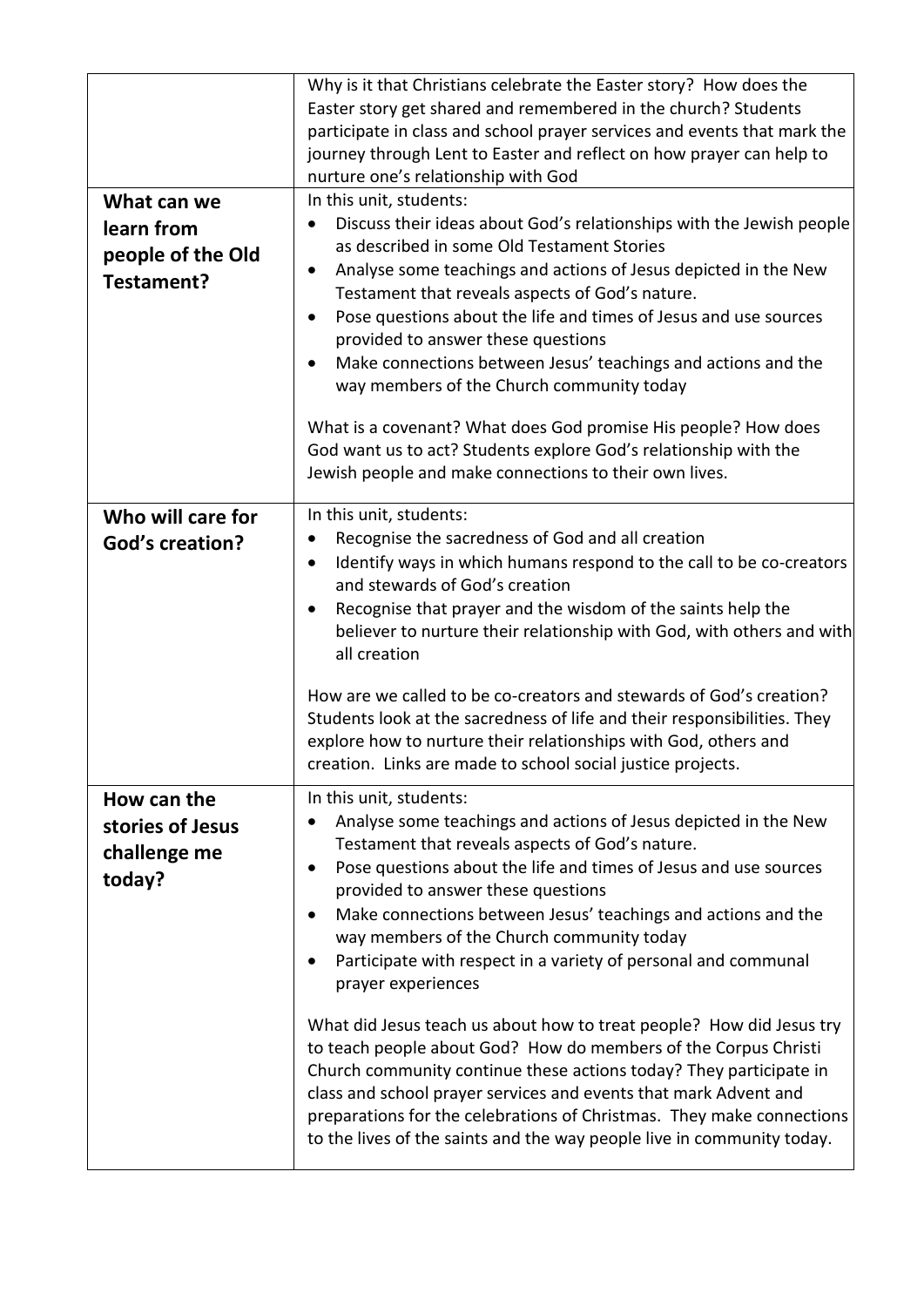| | |
|---|---|
| | Why is it that Christians celebrate the Easter story? How does the Easter story get shared and remembered in the church? Students participate in class and school prayer services and events that mark the journey through Lent to Easter and reflect on how prayer can help to nurture one's relationship with God |
| **What can we learn from people of the Old Testament?** | In this unit, students:<br>• Discuss their ideas about God's relationships with the Jewish people as described in some Old Testament Stories<br>• Analyse some teachings and actions of Jesus depicted in the New Testament that reveals aspects of God's nature.<br>• Pose questions about the life and times of Jesus and use sources provided to answer these questions<br>• Make connections between Jesus' teachings and actions and the way members of the Church community today<br><br>What is a covenant? What does God promise His people? How does God want us to act? Students explore God's relationship with the Jewish people and make connections to their own lives. |
| **Who will care for God's creation?** | In this unit, students:<br>• Recognise the sacredness of God and all creation<br>• Identify ways in which humans respond to the call to be co-creators and stewards of God's creation<br>• Recognise that prayer and the wisdom of the saints help the believer to nurture their relationship with God, with others and with all creation<br><br>How are we called to be co-creators and stewards of God's creation? Students look at the sacredness of life and their responsibilities. They explore how to nurture their relationships with God, others and creation. Links are made to school social justice projects. |
| **How can the stories of Jesus challenge me today?** | In this unit, students:<br>• Analyse some teachings and actions of Jesus depicted in the New Testament that reveals aspects of God's nature.<br>• Pose questions about the life and times of Jesus and use sources provided to answer these questions<br>• Make connections between Jesus' teachings and actions and the way members of the Church community today<br>• Participate with respect in a variety of personal and communal prayer experiences<br><br>What did Jesus teach us about how to treat people? How did Jesus try to teach people about God? How do members of the Corpus Christi Church community continue these actions today? They participate in class and school prayer services and events that mark Advent and preparations for the celebrations of Christmas. They make connections to the lives of the saints and the way people live in community today. |